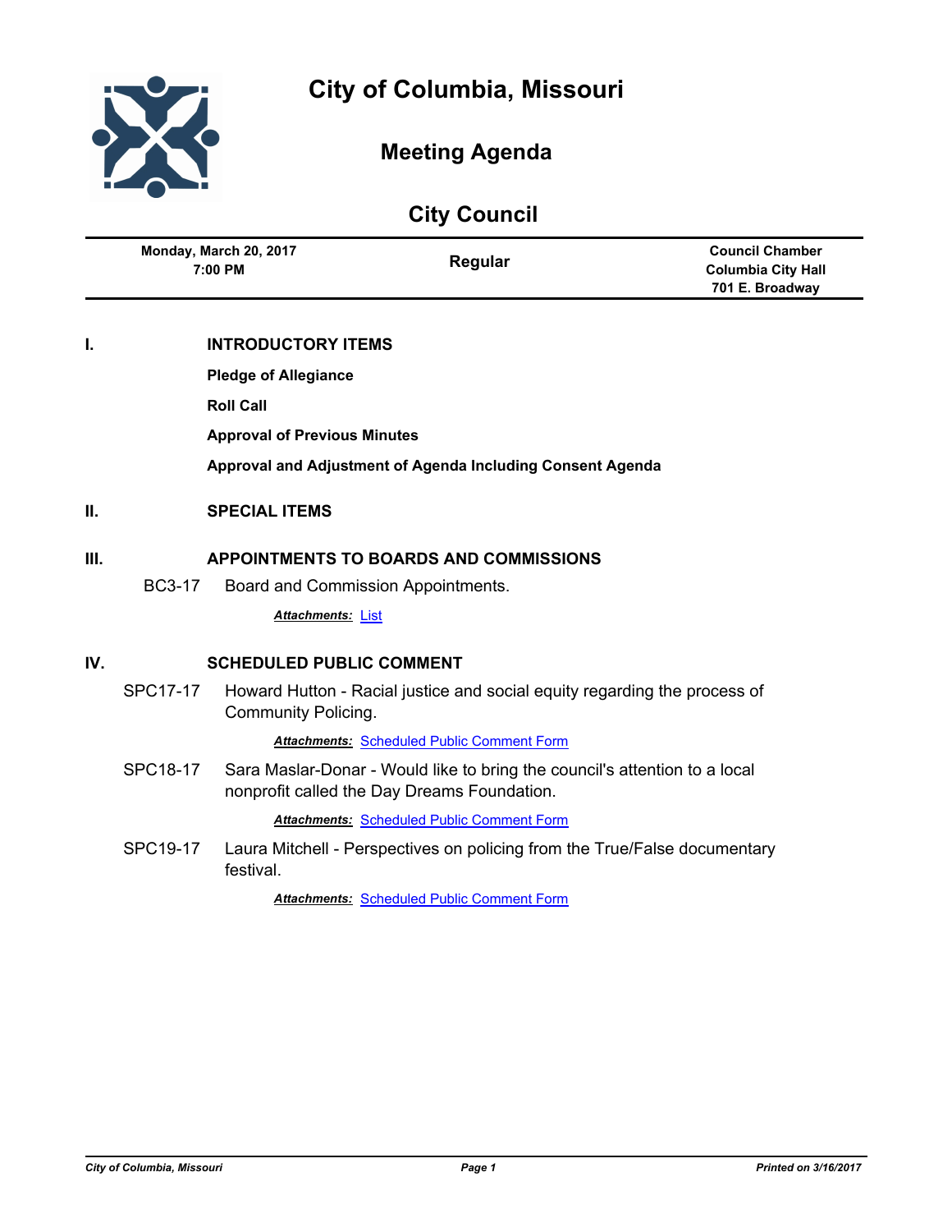# City of Columbia, Missouri

## Meeting Agenda

## City Council

| Monday, March 20, 2017<br>7:00 PM | Regular | Council Chamber<br>Columbia City Hall<br>701 E. Broadway |
| --- | --- | --- |

## I. INTRODUCTORY ITEMS

**Pledge of Allegiance**

**Roll Call**

**Approval of Previous Minutes**

**Approval and Adjustment of Agenda Including Consent Agenda**

## II. SPECIAL ITEMS

## III. APPOINTMENTS TO BOARDS AND COMMISSIONS

BC3-17 Board and Commission Appointments.

***Attachments:*** List

## IV. SCHEDULED PUBLIC COMMENT

SPC17-17 Howard Hutton - Racial justice and social equity regarding the process of Community Policing.

***Attachments:*** Scheduled Public Comment Form

SPC18-17 Sara Maslar-Donar - Would like to bring the council's attention to a local nonprofit called the Day Dreams Foundation.

***Attachments:*** Scheduled Public Comment Form

SPC19-17 Laura Mitchell - Perspectives on policing from the True/False documentary festival.

***Attachments:*** Scheduled Public Comment Form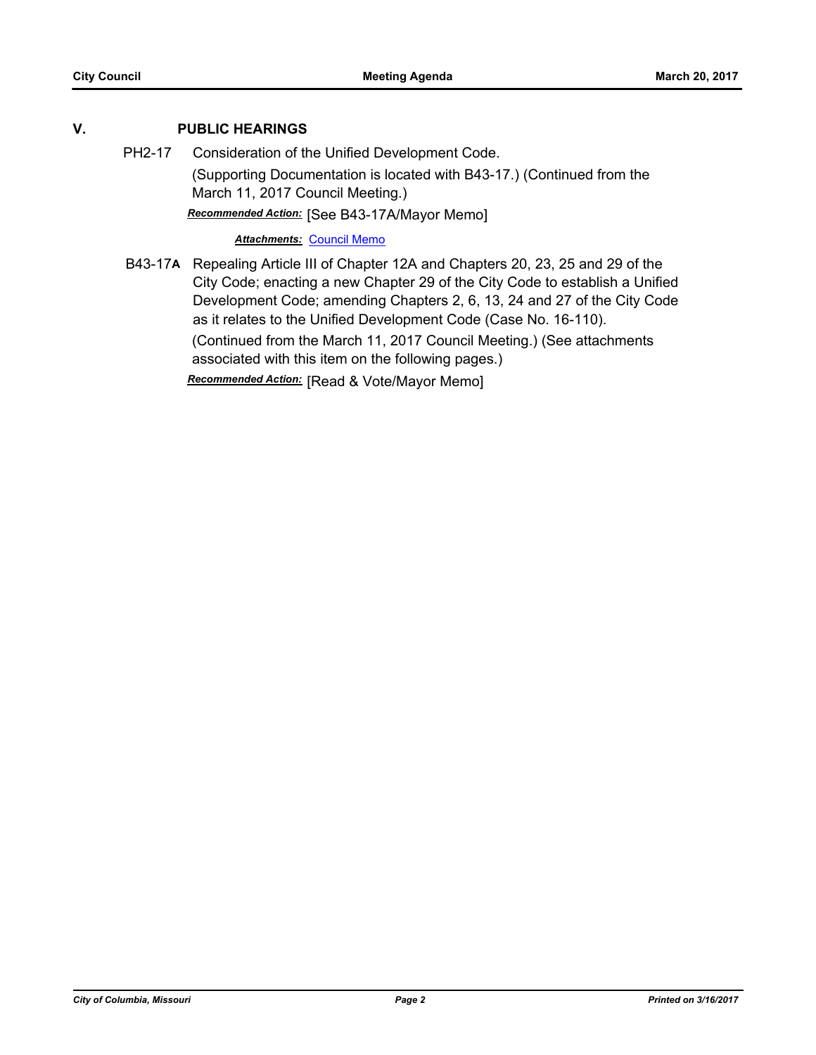## V. PUBLIC HEARINGS

PH2-17 Consideration of the Unified Development Code.

(Supporting Documentation is located with B43-17.) (Continued from the March 11, 2017 Council Meeting.)

***Recommended Action:*** [See B43-17A/Mayor Memo]

***Attachments:*** Council Memo

B43-17**A** Repealing Article III of Chapter 12A and Chapters 20, 23, 25 and 29 of the City Code; enacting a new Chapter 29 of the City Code to establish a Unified Development Code; amending Chapters 2, 6, 13, 24 and 27 of the City Code as it relates to the Unified Development Code (Case No. 16-110).

(Continued from the March 11, 2017 Council Meeting.) (See attachments associated with this item on the following pages.)

***Recommended Action:*** [Read & Vote/Mayor Memo]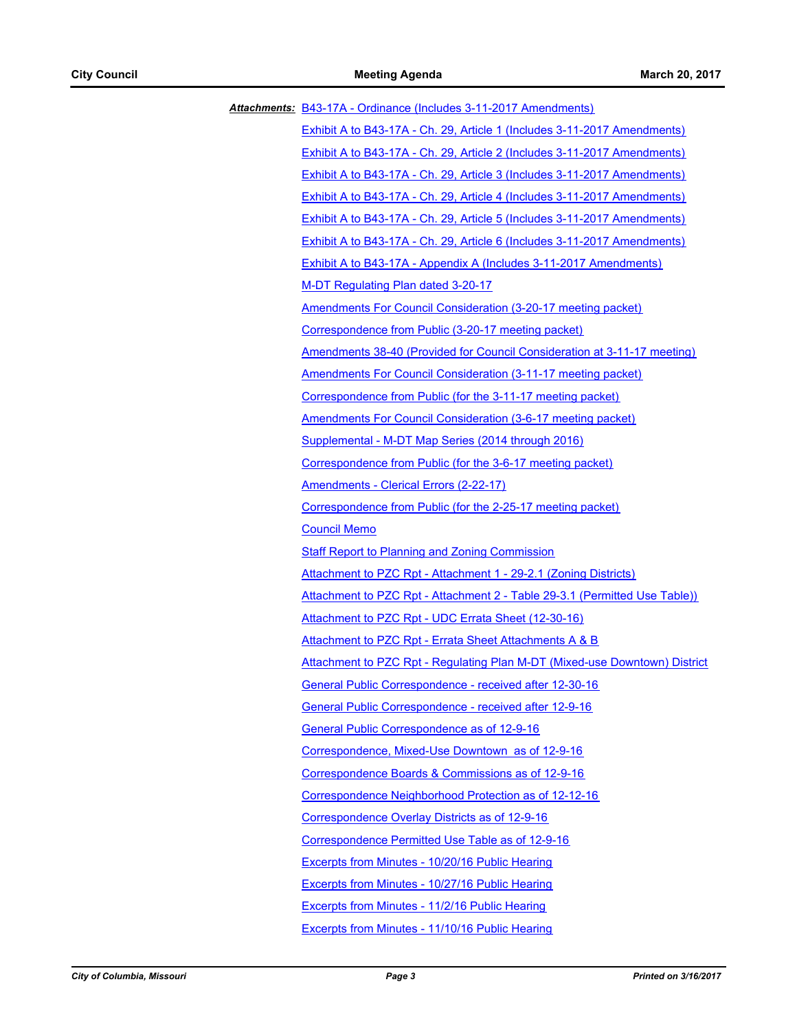***Attachments:*** B43-17A - Ordinance (Includes 3-11-2017 Amendments)

Exhibit A to B43-17A - Ch. 29, Article 1 (Includes 3-11-2017 Amendments)

Exhibit A to B43-17A - Ch. 29, Article 2 (Includes 3-11-2017 Amendments)

Exhibit A to B43-17A - Ch. 29, Article 3 (Includes 3-11-2017 Amendments)

Exhibit A to B43-17A - Ch. 29, Article 4 (Includes 3-11-2017 Amendments)

Exhibit A to B43-17A - Ch. 29, Article 5 (Includes 3-11-2017 Amendments)

Exhibit A to B43-17A - Ch. 29, Article 6 (Includes 3-11-2017 Amendments)

Exhibit A to B43-17A - Appendix A (Includes 3-11-2017 Amendments)

M-DT Regulating Plan dated 3-20-17

Amendments For Council Consideration (3-20-17 meeting packet)

Correspondence from Public (3-20-17 meeting packet)

Amendments 38-40 (Provided for Council Consideration at 3-11-17 meeting)

Amendments For Council Consideration (3-11-17 meeting packet)

Correspondence from Public (for the 3-11-17 meeting packet)

Amendments For Council Consideration (3-6-17 meeting packet)

Supplemental - M-DT Map Series (2014 through 2016)

Correspondence from Public (for the 3-6-17 meeting packet)

Amendments - Clerical Errors (2-22-17)

Correspondence from Public (for the 2-25-17 meeting packet)

Council Memo

Staff Report to Planning and Zoning Commission

Attachment to PZC Rpt - Attachment 1 - 29-2.1 (Zoning Districts)

Attachment to PZC Rpt - Attachment 2 - Table 29-3.1 (Permitted Use Table))

Attachment to PZC Rpt - UDC Errata Sheet (12-30-16)

Attachment to PZC Rpt - Errata Sheet Attachments A & B

Attachment to PZC Rpt - Regulating Plan M-DT (Mixed-use Downtown) District

General Public Correspondence - received after 12-30-16

General Public Correspondence - received after 12-9-16

General Public Correspondence as of 12-9-16

Correspondence, Mixed-Use Downtown as of 12-9-16

Correspondence Boards & Commissions as of 12-9-16

Correspondence Neighborhood Protection as of 12-12-16

Correspondence Overlay Districts as of 12-9-16

Correspondence Permitted Use Table as of 12-9-16

Excerpts from Minutes - 10/20/16 Public Hearing

Excerpts from Minutes - 10/27/16 Public Hearing

Excerpts from Minutes - 11/2/16 Public Hearing

Excerpts from Minutes - 11/10/16 Public Hearing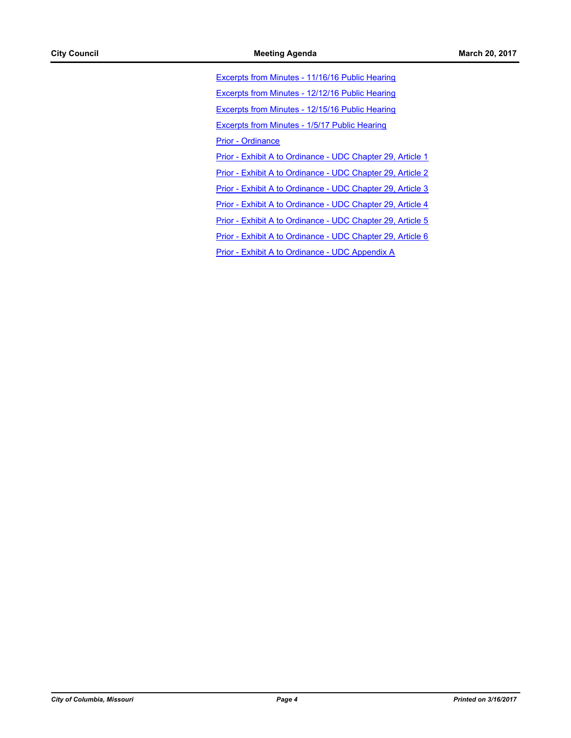Excerpts from Minutes - 11/16/16 Public Hearing

Excerpts from Minutes - 12/12/16 Public Hearing

Excerpts from Minutes - 12/15/16 Public Hearing

Excerpts from Minutes - 1/5/17 Public Hearing

Prior - Ordinance

Prior - Exhibit A to Ordinance - UDC Chapter 29, Article 1

Prior - Exhibit A to Ordinance - UDC Chapter 29, Article 2

Prior - Exhibit A to Ordinance - UDC Chapter 29, Article 3

Prior - Exhibit A to Ordinance - UDC Chapter 29, Article 4

Prior - Exhibit A to Ordinance - UDC Chapter 29, Article 5

Prior - Exhibit A to Ordinance - UDC Chapter 29, Article 6

Prior - Exhibit A to Ordinance - UDC Appendix A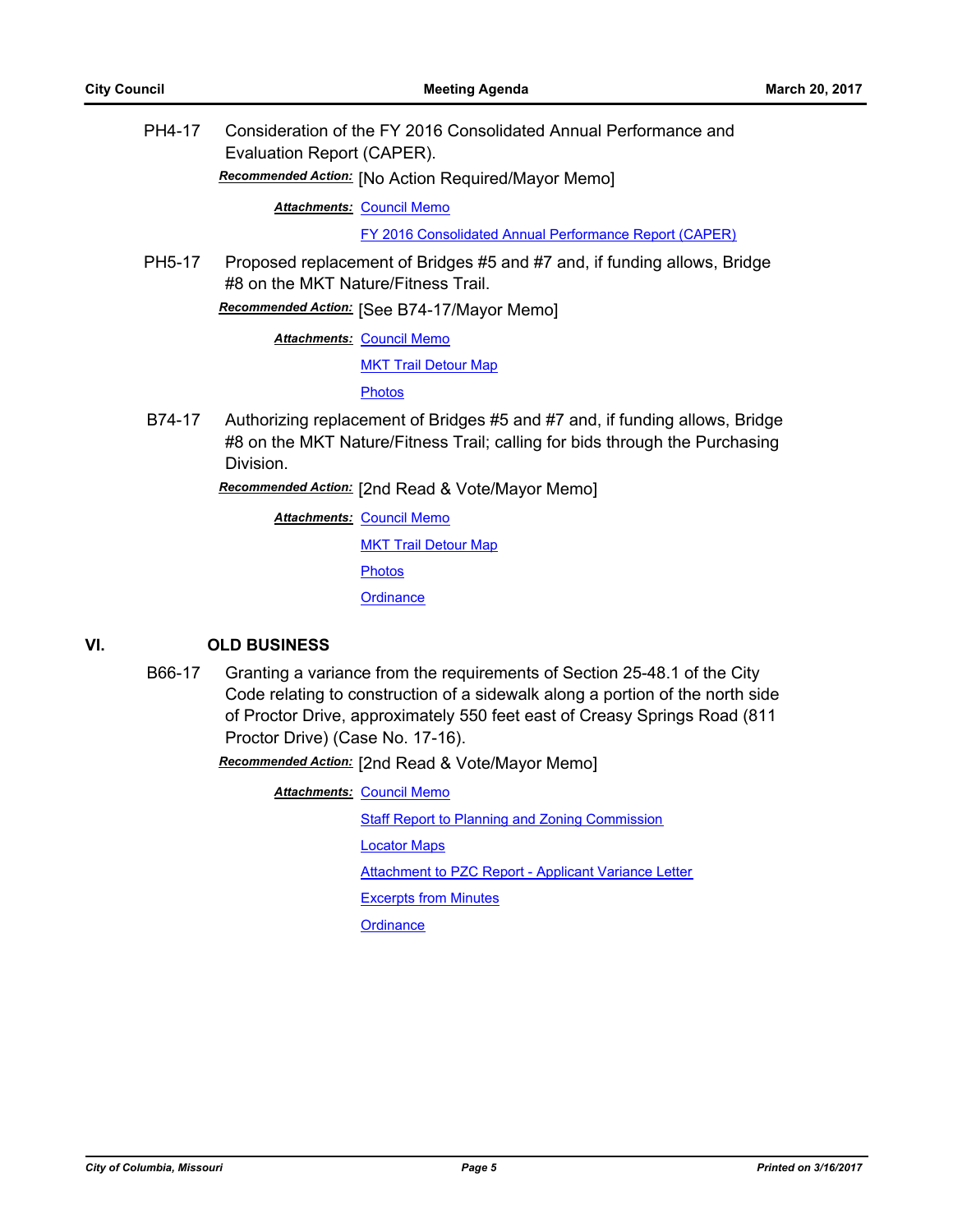PH4-17 Consideration of the FY 2016 Consolidated Annual Performance and Evaluation Report (CAPER).

***Recommended Action:*** [No Action Required/Mayor Memo]

***Attachments:*** Council Memo
FY 2016 Consolidated Annual Performance Report (CAPER)

PH5-17 Proposed replacement of Bridges #5 and #7 and, if funding allows, Bridge #8 on the MKT Nature/Fitness Trail.

***Recommended Action:*** [See B74-17/Mayor Memo]

***Attachments:*** Council Memo
MKT Trail Detour Map
Photos

B74-17 Authorizing replacement of Bridges #5 and #7 and, if funding allows, Bridge #8 on the MKT Nature/Fitness Trail; calling for bids through the Purchasing Division.

***Recommended Action:*** [2nd Read & Vote/Mayor Memo]

***Attachments:*** Council Memo
MKT Trail Detour Map
Photos
Ordinance

## VI. OLD BUSINESS

B66-17 Granting a variance from the requirements of Section 25-48.1 of the City Code relating to construction of a sidewalk along a portion of the north side of Proctor Drive, approximately 550 feet east of Creasy Springs Road (811 Proctor Drive) (Case No. 17-16).

***Recommended Action:*** [2nd Read & Vote/Mayor Memo]

***Attachments:*** Council Memo
Staff Report to Planning and Zoning Commission
Locator Maps
Attachment to PZC Report - Applicant Variance Letter
Excerpts from Minutes
Ordinance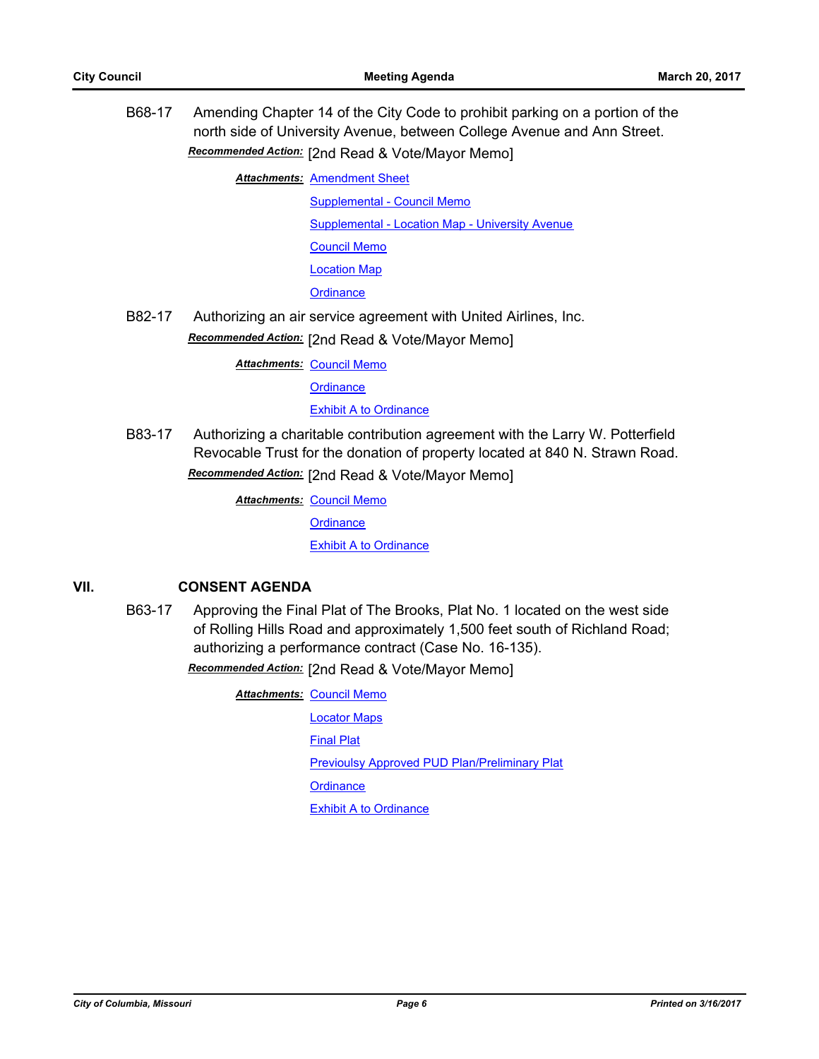B68-17 Amending Chapter 14 of the City Code to prohibit parking on a portion of the north side of University Avenue, between College Avenue and Ann Street.

***Recommended Action:*** [2nd Read & Vote/Mayor Memo]

***Attachments:*** Amendment Sheet

Supplemental - Council Memo

Supplemental - Location Map - University Avenue

Council Memo

Location Map

Ordinance

B82-17 Authorizing an air service agreement with United Airlines, Inc.

***Recommended Action:*** [2nd Read & Vote/Mayor Memo]

***Attachments:*** Council Memo

Ordinance

Exhibit A to Ordinance

B83-17 Authorizing a charitable contribution agreement with the Larry W. Potterfield Revocable Trust for the donation of property located at 840 N. Strawn Road.

***Recommended Action:*** [2nd Read & Vote/Mayor Memo]

***Attachments:*** Council Memo

Ordinance

Exhibit A to Ordinance

## VII. CONSENT AGENDA

B63-17 Approving the Final Plat of The Brooks, Plat No. 1 located on the west side of Rolling Hills Road and approximately 1,500 feet south of Richland Road; authorizing a performance contract (Case No. 16-135).

***Recommended Action:*** [2nd Read & Vote/Mayor Memo]

***Attachments:*** Council Memo

Locator Maps

Final Plat

Previoulsy Approved PUD Plan/Preliminary Plat

Ordinance

Exhibit A to Ordinance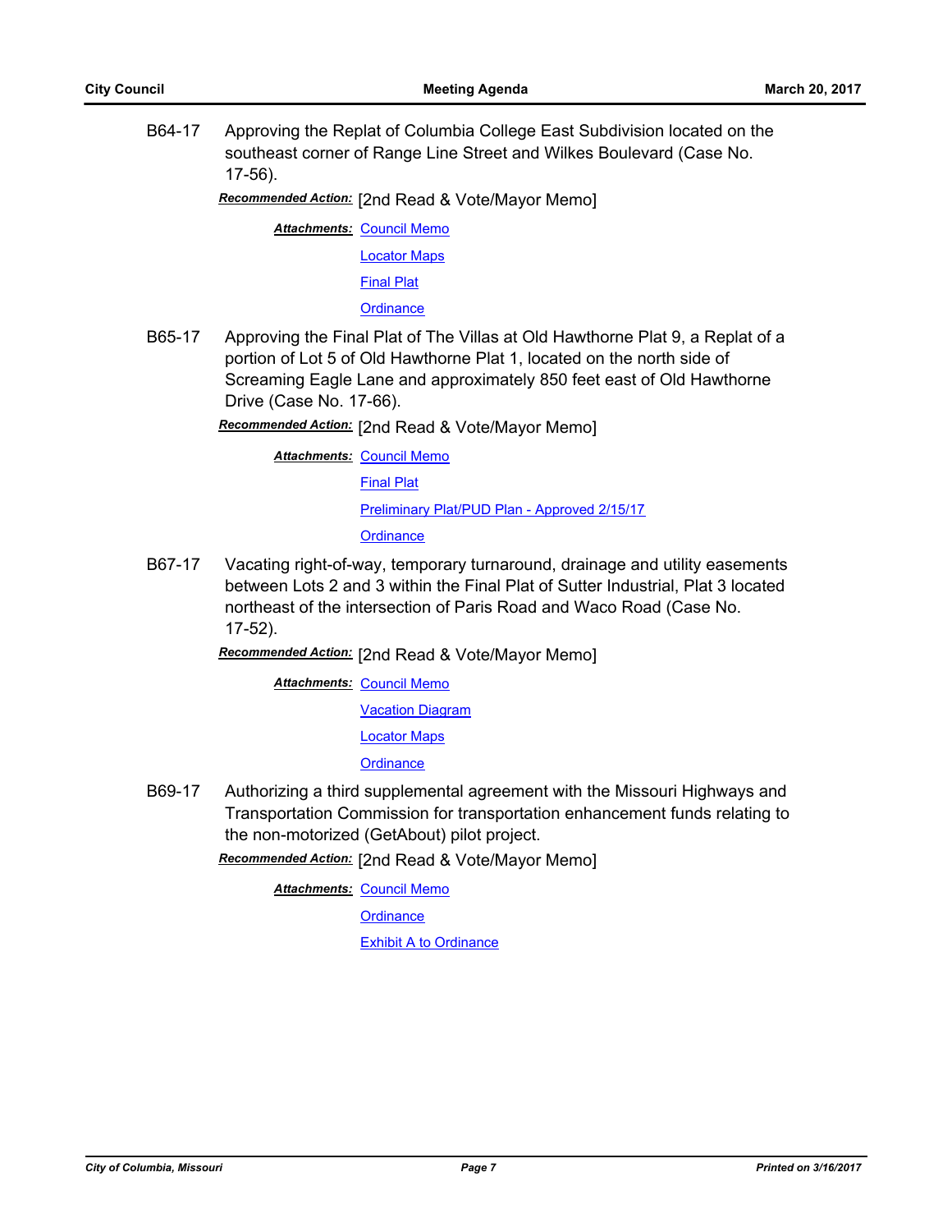B64-17 Approving the Replat of Columbia College East Subdivision located on the southeast corner of Range Line Street and Wilkes Boulevard (Case No. 17-56).

***Recommended Action:*** [2nd Read & Vote/Mayor Memo]

***Attachments:*** Council Memo

Locator Maps

Final Plat

Ordinance

B65-17 Approving the Final Plat of The Villas at Old Hawthorne Plat 9, a Replat of a portion of Lot 5 of Old Hawthorne Plat 1, located on the north side of Screaming Eagle Lane and approximately 850 feet east of Old Hawthorne Drive (Case No. 17-66).

***Recommended Action:*** [2nd Read & Vote/Mayor Memo]

***Attachments:*** Council Memo

Final Plat

Preliminary Plat/PUD Plan - Approved 2/15/17

Ordinance

B67-17 Vacating right-of-way, temporary turnaround, drainage and utility easements between Lots 2 and 3 within the Final Plat of Sutter Industrial, Plat 3 located northeast of the intersection of Paris Road and Waco Road (Case No. 17-52).

***Recommended Action:*** [2nd Read & Vote/Mayor Memo]

***Attachments:*** Council Memo

Vacation Diagram

Locator Maps

Ordinance

B69-17 Authorizing a third supplemental agreement with the Missouri Highways and Transportation Commission for transportation enhancement funds relating to the non-motorized (GetAbout) pilot project.

***Recommended Action:*** [2nd Read & Vote/Mayor Memo]

***Attachments:*** Council Memo

Ordinance

Exhibit A to Ordinance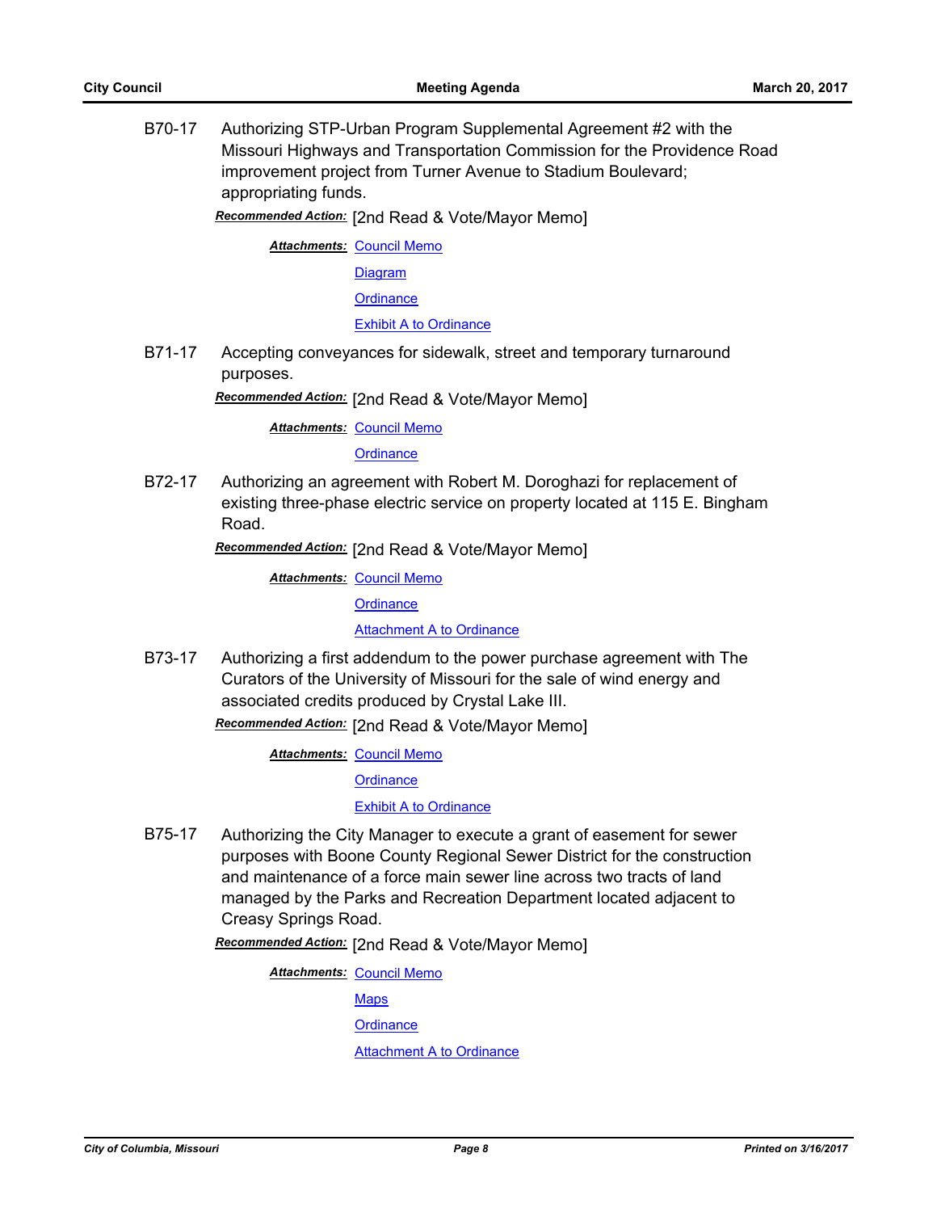B70-17 Authorizing STP-Urban Program Supplemental Agreement #2 with the Missouri Highways and Transportation Commission for the Providence Road improvement project from Turner Avenue to Stadium Boulevard; appropriating funds.

***Recommended Action:*** [2nd Read & Vote/Mayor Memo]

***Attachments:*** Council Memo
Diagram
Ordinance
Exhibit A to Ordinance

B71-17 Accepting conveyances for sidewalk, street and temporary turnaround purposes.

***Recommended Action:*** [2nd Read & Vote/Mayor Memo]

***Attachments:*** Council Memo
Ordinance

B72-17 Authorizing an agreement with Robert M. Doroghazi for replacement of existing three-phase electric service on property located at 115 E. Bingham Road.

***Recommended Action:*** [2nd Read & Vote/Mayor Memo]

***Attachments:*** Council Memo
Ordinance
Attachment A to Ordinance

B73-17 Authorizing a first addendum to the power purchase agreement with The Curators of the University of Missouri for the sale of wind energy and associated credits produced by Crystal Lake III.

***Recommended Action:*** [2nd Read & Vote/Mayor Memo]

***Attachments:*** Council Memo
Ordinance
Exhibit A to Ordinance

B75-17 Authorizing the City Manager to execute a grant of easement for sewer purposes with Boone County Regional Sewer District for the construction and maintenance of a force main sewer line across two tracts of land managed by the Parks and Recreation Department located adjacent to Creasy Springs Road.

***Recommended Action:*** [2nd Read & Vote/Mayor Memo]

***Attachments:*** Council Memo
Maps
Ordinance
Attachment A to Ordinance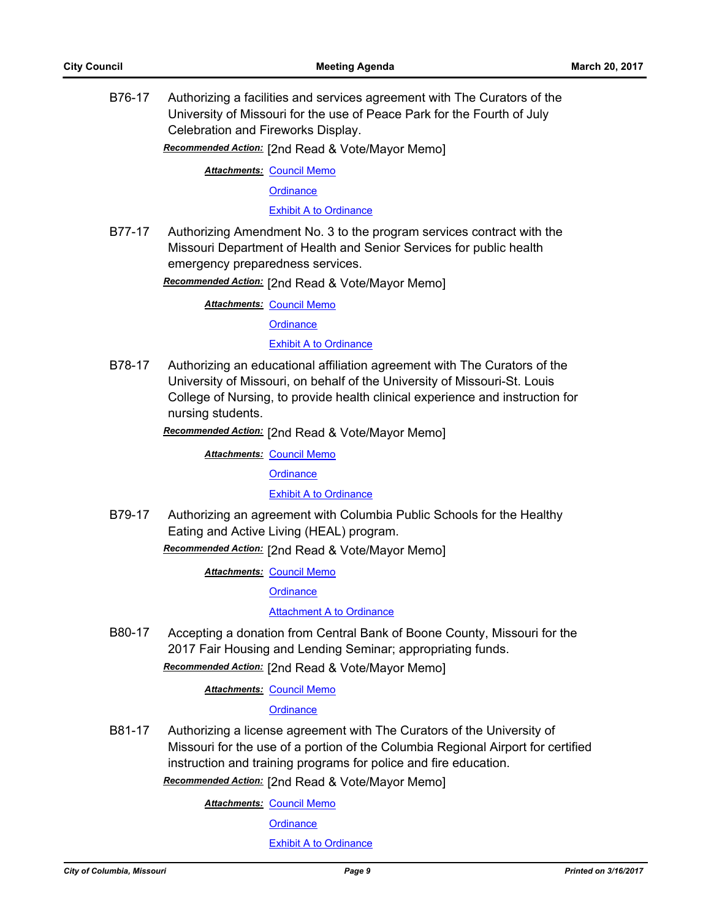B76-17 Authorizing a facilities and services agreement with The Curators of the University of Missouri for the use of Peace Park for the Fourth of July Celebration and Fireworks Display.

***Recommended Action:*** [2nd Read & Vote/Mayor Memo]

***Attachments:*** Council Memo
Ordinance
Exhibit A to Ordinance

B77-17 Authorizing Amendment No. 3 to the program services contract with the Missouri Department of Health and Senior Services for public health emergency preparedness services.

***Recommended Action:*** [2nd Read & Vote/Mayor Memo]

***Attachments:*** Council Memo
Ordinance
Exhibit A to Ordinance

B78-17 Authorizing an educational affiliation agreement with The Curators of the University of Missouri, on behalf of the University of Missouri-St. Louis College of Nursing, to provide health clinical experience and instruction for nursing students.

***Recommended Action:*** [2nd Read & Vote/Mayor Memo]

***Attachments:*** Council Memo
Ordinance
Exhibit A to Ordinance

B79-17 Authorizing an agreement with Columbia Public Schools for the Healthy Eating and Active Living (HEAL) program.

***Recommended Action:*** [2nd Read & Vote/Mayor Memo]

***Attachments:*** Council Memo
Ordinance
Attachment A to Ordinance

B80-17 Accepting a donation from Central Bank of Boone County, Missouri for the 2017 Fair Housing and Lending Seminar; appropriating funds.

***Recommended Action:*** [2nd Read & Vote/Mayor Memo]

***Attachments:*** Council Memo
Ordinance

B81-17 Authorizing a license agreement with The Curators of the University of Missouri for the use of a portion of the Columbia Regional Airport for certified instruction and training programs for police and fire education.

***Recommended Action:*** [2nd Read & Vote/Mayor Memo]

***Attachments:*** Council Memo
Ordinance
Exhibit A to Ordinance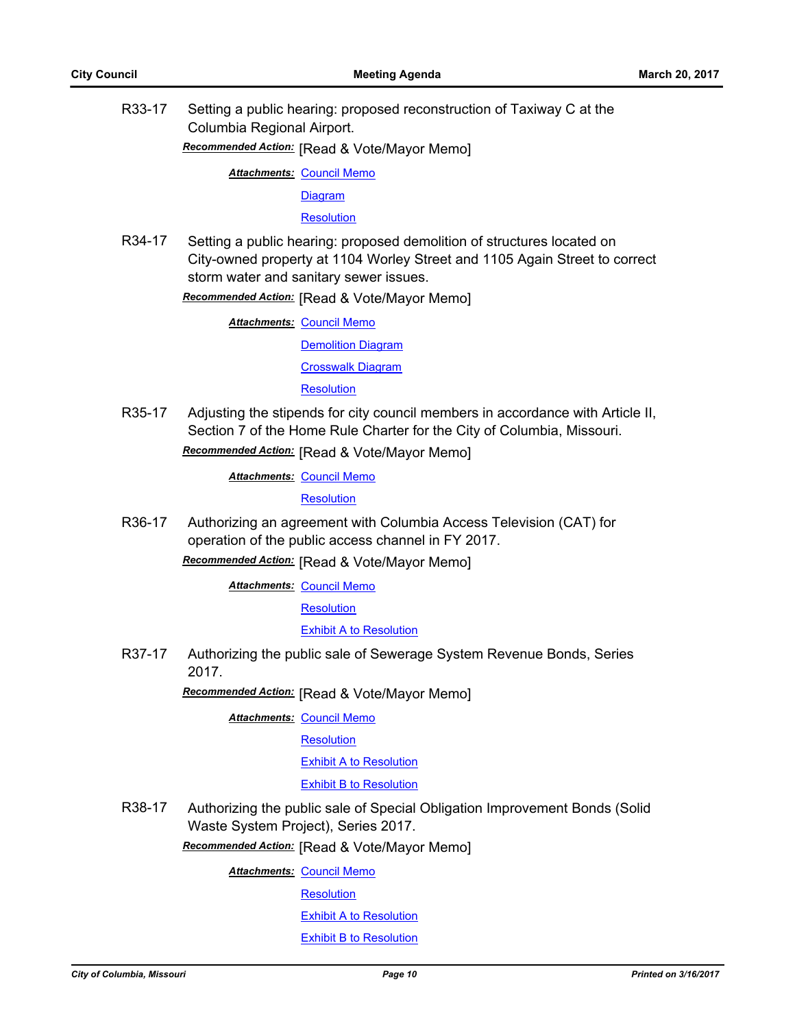**R33-17** Setting a public hearing: proposed reconstruction of Taxiway C at the Columbia Regional Airport.

***Recommended Action:*** [Read & Vote/Mayor Memo]

***Attachments:*** Council Memo
Diagram
Resolution

**R34-17** Setting a public hearing: proposed demolition of structures located on City-owned property at 1104 Worley Street and 1105 Again Street to correct storm water and sanitary sewer issues.

***Recommended Action:*** [Read & Vote/Mayor Memo]

***Attachments:*** Council Memo
Demolition Diagram
Crosswalk Diagram
Resolution

**R35-17** Adjusting the stipends for city council members in accordance with Article II, Section 7 of the Home Rule Charter for the City of Columbia, Missouri.

***Recommended Action:*** [Read & Vote/Mayor Memo]

***Attachments:*** Council Memo
Resolution

**R36-17** Authorizing an agreement with Columbia Access Television (CAT) for operation of the public access channel in FY 2017.

***Recommended Action:*** [Read & Vote/Mayor Memo]

***Attachments:*** Council Memo
Resolution
Exhibit A to Resolution

**R37-17** Authorizing the public sale of Sewerage System Revenue Bonds, Series 2017.

***Recommended Action:*** [Read & Vote/Mayor Memo]

***Attachments:*** Council Memo
Resolution
Exhibit A to Resolution
Exhibit B to Resolution

**R38-17** Authorizing the public sale of Special Obligation Improvement Bonds (Solid Waste System Project), Series 2017.

***Recommended Action:*** [Read & Vote/Mayor Memo]

***Attachments:*** Council Memo
Resolution
Exhibit A to Resolution
Exhibit B to Resolution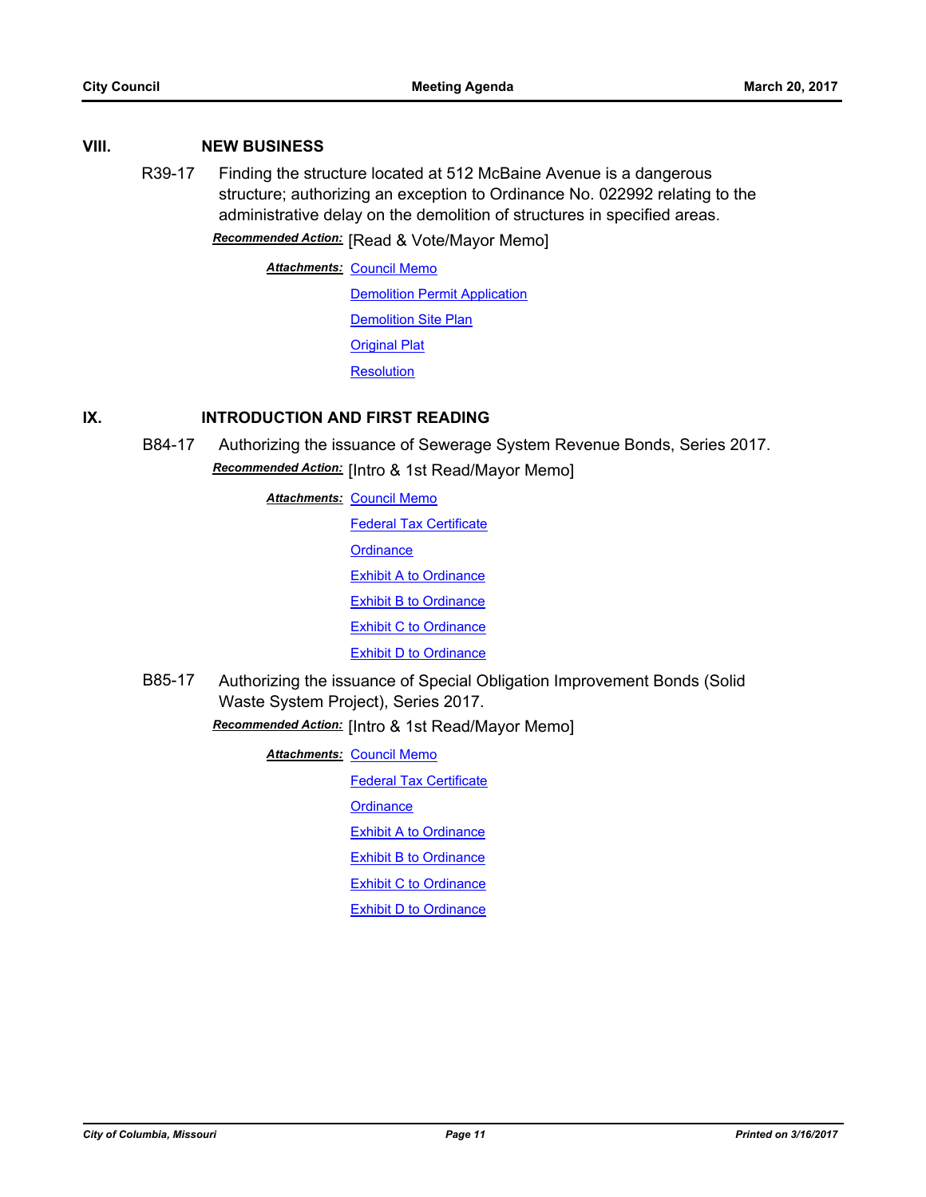## VIII. NEW BUSINESS

R39-17 Finding the structure located at 512 McBaine Avenue is a dangerous structure; authorizing an exception to Ordinance No. 022992 relating to the administrative delay on the demolition of structures in specified areas.

***Recommended Action:*** [Read & Vote/Mayor Memo]

***Attachments:*** Council Memo
Demolition Permit Application
Demolition Site Plan
Original Plat
Resolution

## IX. INTRODUCTION AND FIRST READING

B84-17 Authorizing the issuance of Sewerage System Revenue Bonds, Series 2017.

***Recommended Action:*** [Intro & 1st Read/Mayor Memo]

***Attachments:*** Council Memo
Federal Tax Certificate
Ordinance
Exhibit A to Ordinance
Exhibit B to Ordinance
Exhibit C to Ordinance
Exhibit D to Ordinance

B85-17 Authorizing the issuance of Special Obligation Improvement Bonds (Solid Waste System Project), Series 2017.

***Recommended Action:*** [Intro & 1st Read/Mayor Memo]

***Attachments:*** Council Memo
Federal Tax Certificate
Ordinance
Exhibit A to Ordinance
Exhibit B to Ordinance
Exhibit C to Ordinance
Exhibit D to Ordinance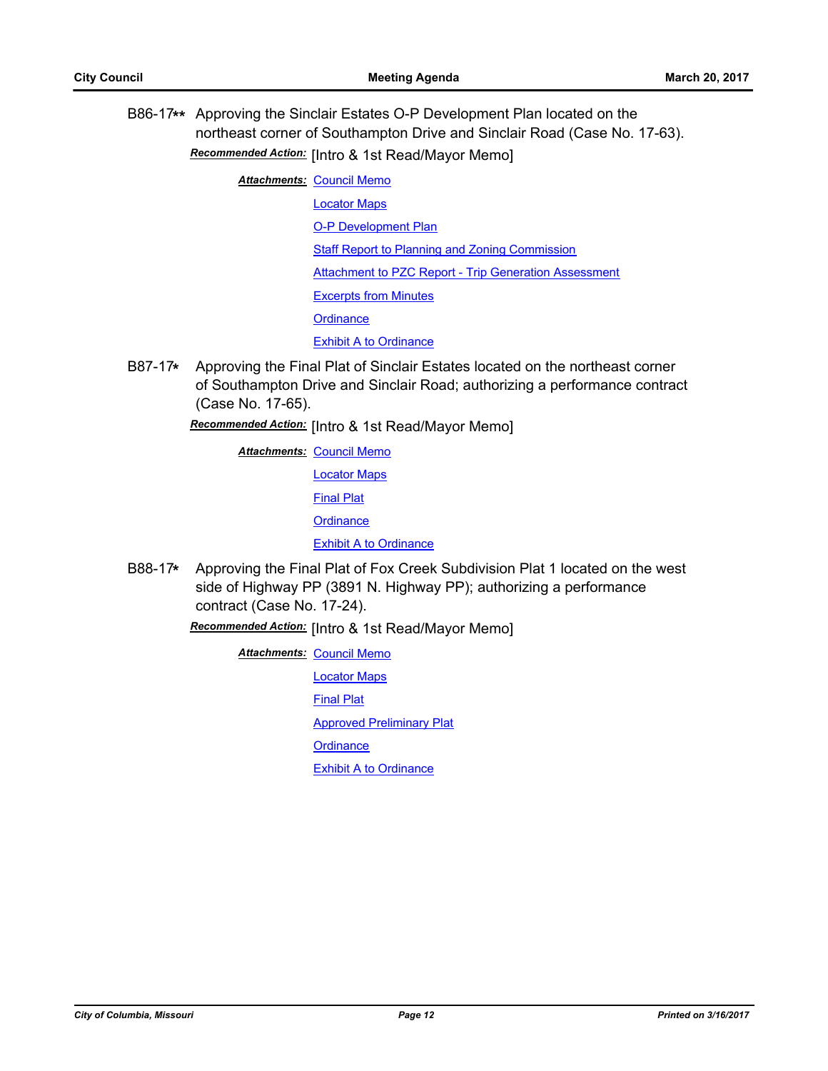B86-17** Approving the Sinclair Estates O-P Development Plan located on the northeast corner of Southampton Drive and Sinclair Road (Case No. 17-63).

***Recommended Action:*** [Intro & 1st Read/Mayor Memo]

***Attachments:*** Council Memo

Locator Maps

O-P Development Plan

Staff Report to Planning and Zoning Commission

Attachment to PZC Report - Trip Generation Assessment

Excerpts from Minutes

Ordinance

Exhibit A to Ordinance

B87-17* Approving the Final Plat of Sinclair Estates located on the northeast corner of Southampton Drive and Sinclair Road; authorizing a performance contract (Case No. 17-65).

***Recommended Action:*** [Intro & 1st Read/Mayor Memo]

***Attachments:*** Council Memo

Locator Maps

Final Plat

Ordinance

Exhibit A to Ordinance

B88-17* Approving the Final Plat of Fox Creek Subdivision Plat 1 located on the west side of Highway PP (3891 N. Highway PP); authorizing a performance contract (Case No. 17-24).

***Recommended Action:*** [Intro & 1st Read/Mayor Memo]

***Attachments:*** Council Memo

Locator Maps

Final Plat

Approved Preliminary Plat

Ordinance

Exhibit A to Ordinance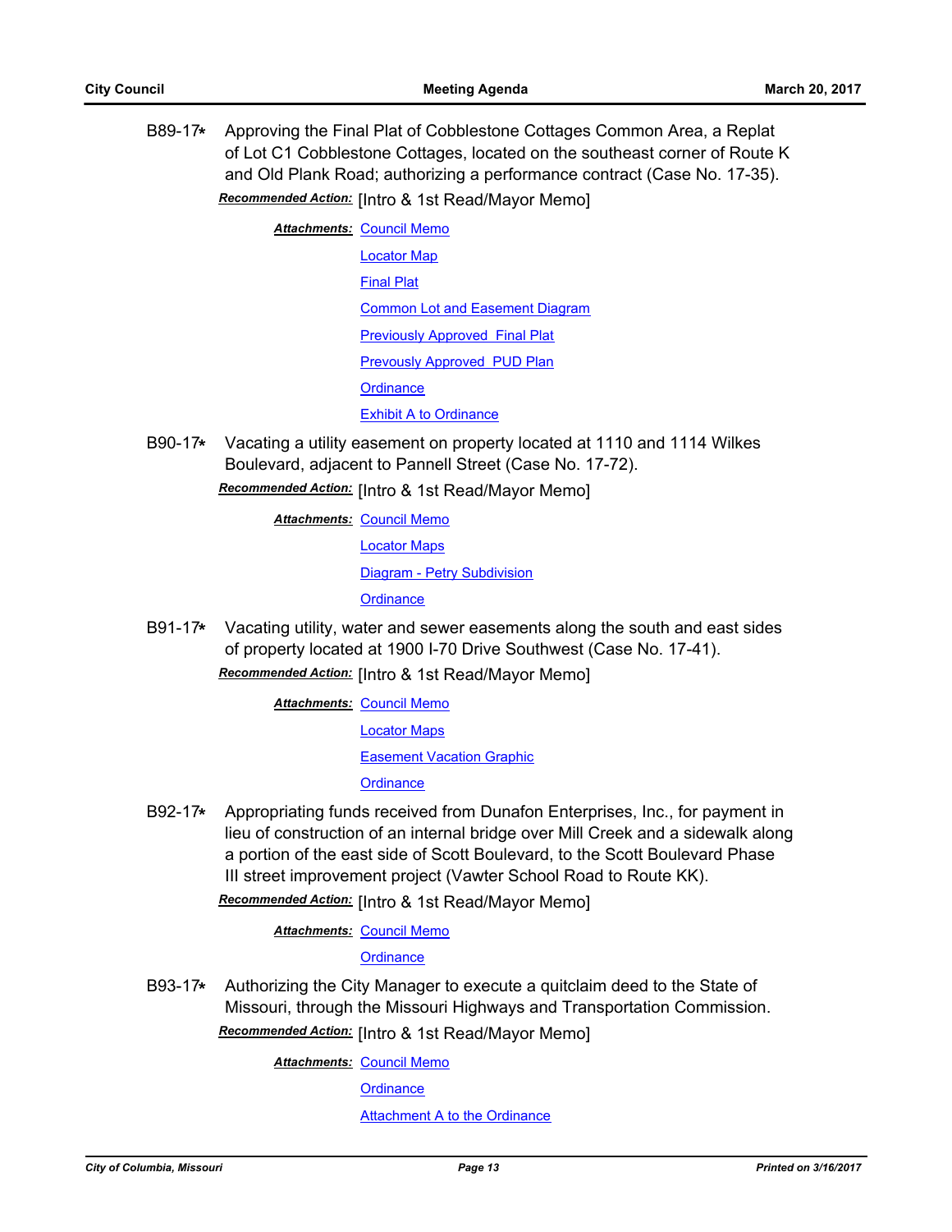**B89-17*** Approving the Final Plat of Cobblestone Cottages Common Area, a Replat of Lot C1 Cobblestone Cottages, located on the southeast corner of Route K and Old Plank Road; authorizing a performance contract (Case No. 17-35).

***Recommended Action:*** [Intro & 1st Read/Mayor Memo]

***Attachments:*** Council Memo
Locator Map
Final Plat
Common Lot and Easement Diagram
Previously Approved  Final Plat
Prevously Approved  PUD Plan
Ordinance
Exhibit A to Ordinance

**B90-17*** Vacating a utility easement on property located at 1110 and 1114 Wilkes Boulevard, adjacent to Pannell Street (Case No. 17-72).

***Recommended Action:*** [Intro & 1st Read/Mayor Memo]

***Attachments:*** Council Memo
Locator Maps
Diagram - Petry Subdivision
Ordinance

**B91-17*** Vacating utility, water and sewer easements along the south and east sides of property located at 1900 I-70 Drive Southwest (Case No. 17-41).

***Recommended Action:*** [Intro & 1st Read/Mayor Memo]

***Attachments:*** Council Memo
Locator Maps
Easement Vacation Graphic
Ordinance

**B92-17*** Appropriating funds received from Dunafon Enterprises, Inc., for payment in lieu of construction of an internal bridge over Mill Creek and a sidewalk along a portion of the east side of Scott Boulevard, to the Scott Boulevard Phase III street improvement project (Vawter School Road to Route KK).

***Recommended Action:*** [Intro & 1st Read/Mayor Memo]

***Attachments:*** Council Memo
Ordinance

**B93-17*** Authorizing the City Manager to execute a quitclaim deed to the State of Missouri, through the Missouri Highways and Transportation Commission.

***Recommended Action:*** [Intro & 1st Read/Mayor Memo]

***Attachments:*** Council Memo
Ordinance
Attachment A to the Ordinance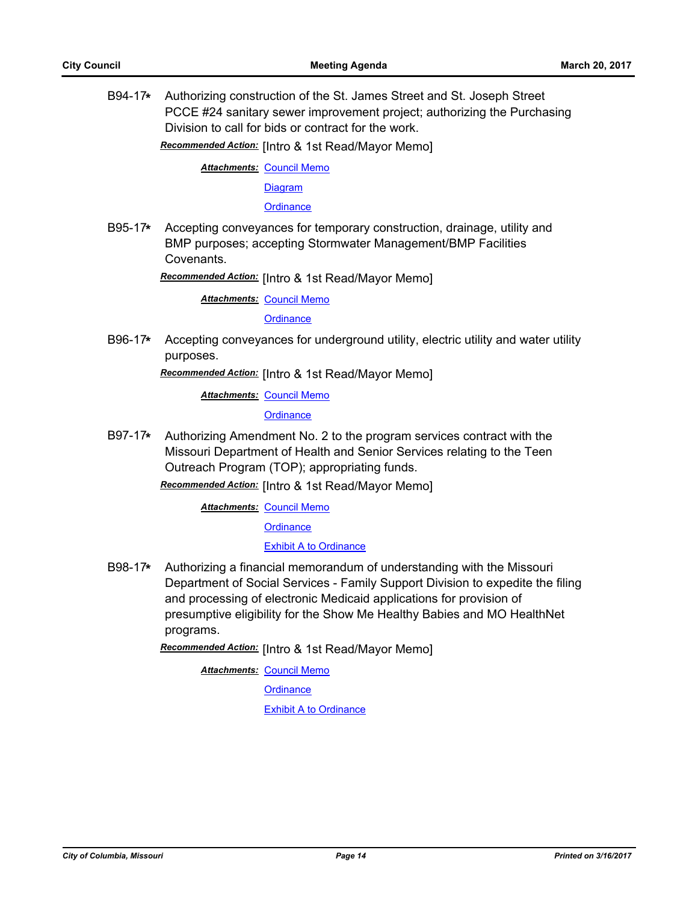B94-17* Authorizing construction of the St. James Street and St. Joseph Street PCCE #24 sanitary sewer improvement project; authorizing the Purchasing Division to call for bids or contract for the work.

***Recommended Action:*** [Intro & 1st Read/Mayor Memo]

***Attachments:*** Council Memo
Diagram
Ordinance

B95-17* Accepting conveyances for temporary construction, drainage, utility and BMP purposes; accepting Stormwater Management/BMP Facilities Covenants.

***Recommended Action:*** [Intro & 1st Read/Mayor Memo]

***Attachments:*** Council Memo
Ordinance

B96-17* Accepting conveyances for underground utility, electric utility and water utility purposes.

***Recommended Action:*** [Intro & 1st Read/Mayor Memo]

***Attachments:*** Council Memo
Ordinance

B97-17* Authorizing Amendment No. 2 to the program services contract with the Missouri Department of Health and Senior Services relating to the Teen Outreach Program (TOP); appropriating funds.

***Recommended Action:*** [Intro & 1st Read/Mayor Memo]

***Attachments:*** Council Memo
Ordinance
Exhibit A to Ordinance

B98-17* Authorizing a financial memorandum of understanding with the Missouri Department of Social Services - Family Support Division to expedite the filing and processing of electronic Medicaid applications for provision of presumptive eligibility for the Show Me Healthy Babies and MO HealthNet programs.

***Recommended Action:*** [Intro & 1st Read/Mayor Memo]

***Attachments:*** Council Memo
Ordinance
Exhibit A to Ordinance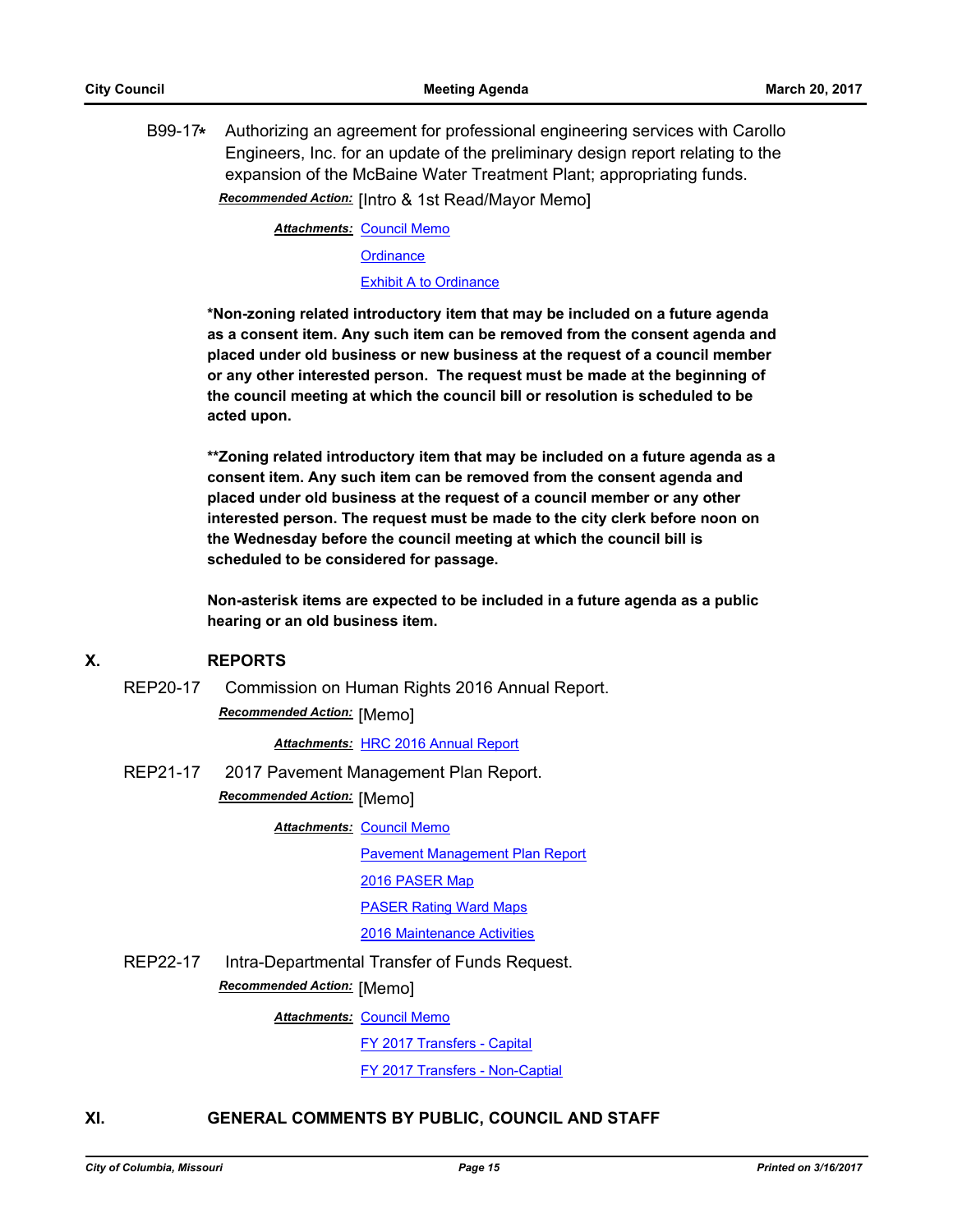B99-17* Authorizing an agreement for professional engineering services with Carollo Engineers, Inc. for an update of the preliminary design report relating to the expansion of the McBaine Water Treatment Plant; appropriating funds.

***Recommended Action:*** [Intro & 1st Read/Mayor Memo]

***Attachments:*** Council Memo
Ordinance
Exhibit A to Ordinance

**\*Non-zoning related introductory item that may be included on a future agenda as a consent item. Any such item can be removed from the consent agenda and placed under old business or new business at the request of a council member or any other interested person. The request must be made at the beginning of the council meeting at which the council bill or resolution is scheduled to be acted upon.**

**\*\*Zoning related introductory item that may be included on a future agenda as a consent item. Any such item can be removed from the consent agenda and placed under old business at the request of a council member or any other interested person. The request must be made to the city clerk before noon on the Wednesday before the council meeting at which the council bill is scheduled to be considered for passage.**

**Non-asterisk items are expected to be included in a future agenda as a public hearing or an old business item.**

## X. REPORTS

REP20-17 Commission on Human Rights 2016 Annual Report.

***Recommended Action:*** [Memo]

***Attachments:*** HRC 2016 Annual Report

REP21-17 2017 Pavement Management Plan Report.

***Recommended Action:*** [Memo]

***Attachments:*** Council Memo
Pavement Management Plan Report
2016 PASER Map
PASER Rating Ward Maps
2016 Maintenance Activities

REP22-17 Intra-Departmental Transfer of Funds Request.

***Recommended Action:*** [Memo]

***Attachments:*** Council Memo
FY 2017 Transfers - Capital
FY 2017 Transfers - Non-Captial

## XI. GENERAL COMMENTS BY PUBLIC, COUNCIL AND STAFF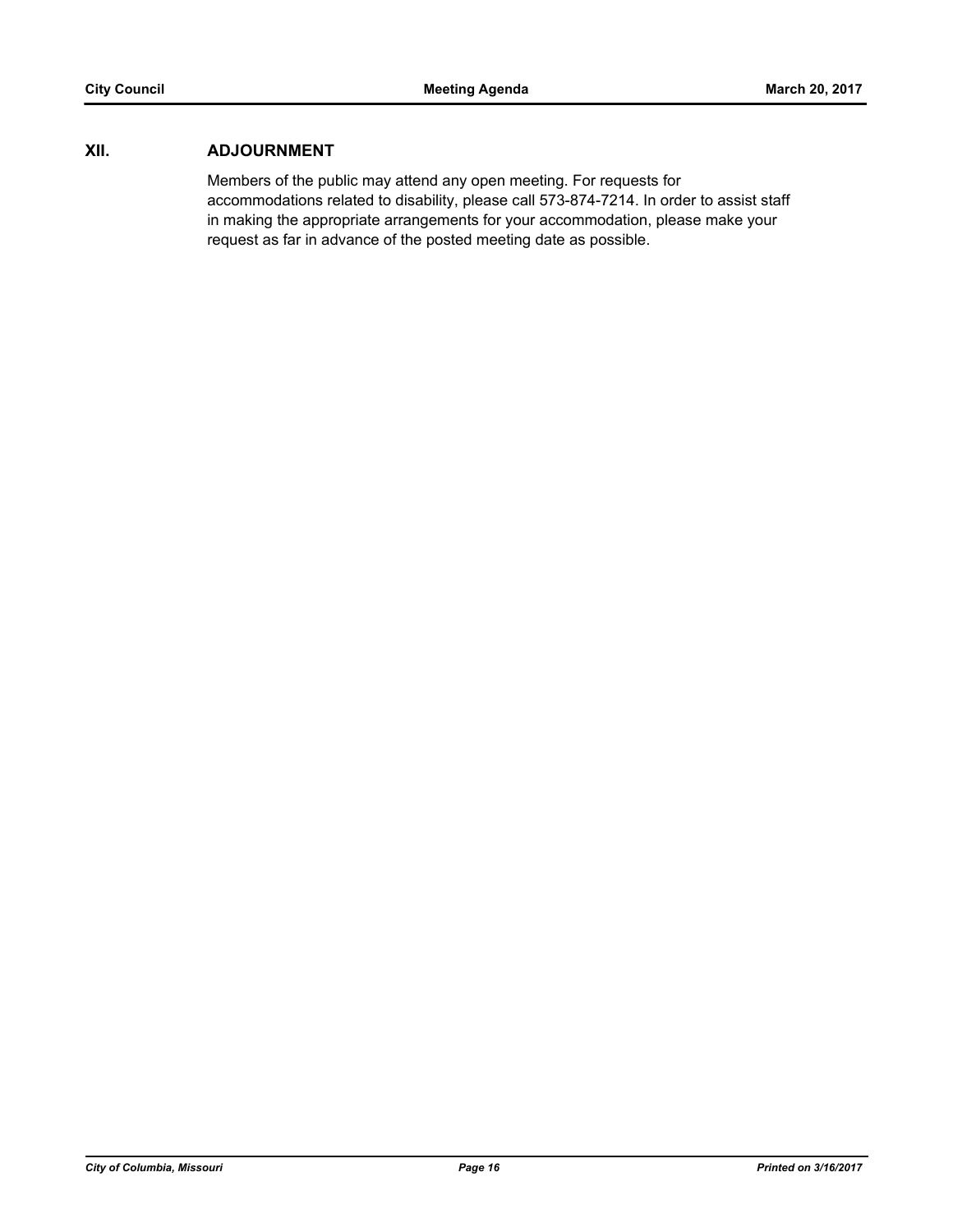## XII. ADJOURNMENT

Members of the public may attend any open meeting. For requests for accommodations related to disability, please call 573-874-7214. In order to assist staff in making the appropriate arrangements for your accommodation, please make your request as far in advance of the posted meeting date as possible.